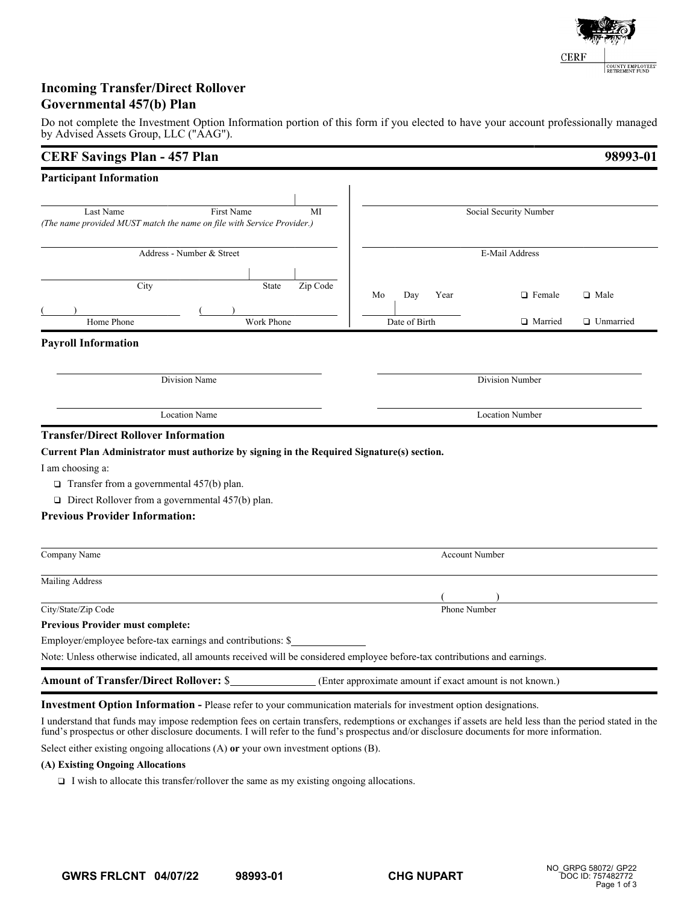CERF | COUNTY EMPLOYEES' RETIREMENT FUND

# Incoming Transfer/Direct Rollover
# Governmental 457(b) Plan

Do not complete the Investment Option Information portion of this form if you elected to have your account professionally managed by Advised Assets Group, LLC ("AAG").

## CERF Savings Plan - 457 Plan — 98993-01

### Participant Information

Last Name ______ First Name ______ MI ______
*(The name provided MUST match the name on file with Service Provider.)*

Social Security Number ______

Address - Number & Street ______

E-Mail Address ______

City ______ State ______ Zip Code ______

Date of Birth (Mo Day Year) ______

❑ Female ❑ Male

❑ Married ❑ Unmarried

Home Phone ( ) ______ Work Phone ( ) ______

### Payroll Information

Division Name ______ Division Number ______

Location Name ______ Location Number ______

### Transfer/Direct Rollover Information

**Current Plan Administrator must authorize by signing in the Required Signature(s) section.**

I am choosing a:

- ❑ Transfer from a governmental 457(b) plan.
- ❑ Direct Rollover from a governmental 457(b) plan.

### Previous Provider Information:

Company Name ______ Account Number ______

Mailing Address ______

City/State/Zip Code ______ Phone Number ( ) ______

**Previous Provider must complete:**

Employer/employee before-tax earnings and contributions: $______

Note: Unless otherwise indicated, all amounts received will be considered employee before-tax contributions and earnings.

**Amount of Transfer/Direct Rollover:** $______ (Enter approximate amount if exact amount is not known.)

**Investment Option Information -** Please refer to your communication materials for investment option designations.

I understand that funds may impose redemption fees on certain transfers, redemptions or exchanges if assets are held less than the period stated in the fund's prospectus or other disclosure documents. I will refer to the fund's prospectus and/or disclosure documents for more information.

Select either existing ongoing allocations (A) **or** your own investment options (B).

**(A) Existing Ongoing Allocations**

- ❑ I wish to allocate this transfer/rollover the same as my existing ongoing allocations.

GWRS FRLCNT 04/07/22 98993-01 CHG NUPART

NO_GRPG 58072/ GP22
DOC ID: 757482772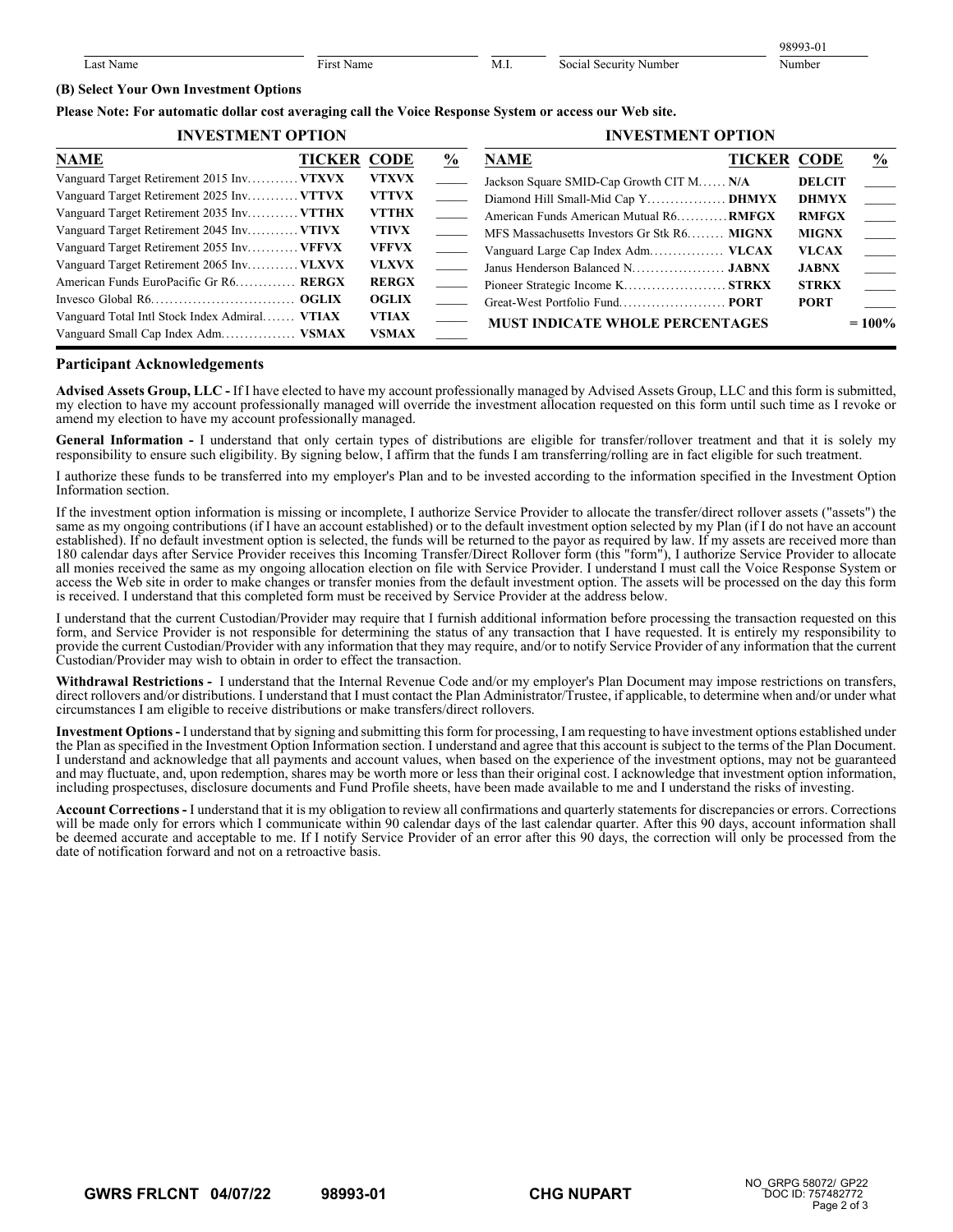| Last Name | First Name | M.I. | Social Security Number | 98993-01 Number |
|---|---|---|---|---|
| | | | | |

**(B) Select Your Own Investment Options**

**Please Note: For automatic dollar cost averaging call the Voice Response System or access our Web site.**

| INVESTMENT OPTION NAME | TICKER | CODE | % | INVESTMENT OPTION NAME | TICKER | CODE | % |
|---|---|---|---|---|---|---|---|
| Vanguard Target Retirement 2015 Inv | VTXVX | VTXVX | _____ | Jackson Square SMID-Cap Growth CIT M | N/A | DELCIT | _____ |
| Vanguard Target Retirement 2025 Inv | VTTVX | VTTVX | _____ | Diamond Hill Small-Mid Cap Y | DHMYX | DHMYX | _____ |
| Vanguard Target Retirement 2035 Inv | VTTHX | VTTHX | _____ | American Funds American Mutual R6 | RMFGX | RMFGX | _____ |
| Vanguard Target Retirement 2045 Inv | VTIVX | VTIVX | _____ | MFS Massachusetts Investors Gr Stk R6 | MIGNX | MIGNX | _____ |
| Vanguard Target Retirement 2055 Inv | VFFVX | VFFVX | _____ | Vanguard Large Cap Index Adm | VLCAX | VLCAX | _____ |
| Vanguard Target Retirement 2065 Inv | VLXVX | VLXVX | _____ | Janus Henderson Balanced N | JABNX | JABNX | _____ |
| American Funds EuroPacific Gr R6 | RERGX | RERGX | _____ | Pioneer Strategic Income K | STRKX | STRKX | _____ |
| Invesco Global R6 | OGLIX | OGLIX | _____ | Great-West Portfolio Fund | PORT | PORT | _____ |
| Vanguard Total Intl Stock Index Admiral | VTIAX | VTIAX | _____ | **MUST INDICATE WHOLE PERCENTAGES** | | | **= 100%** |
| Vanguard Small Cap Index Adm | VSMAX | VSMAX | _____ | | | | |

## Participant Acknowledgements

**Advised Assets Group, LLC -** If I have elected to have my account professionally managed by Advised Assets Group, LLC and this form is submitted, my election to have my account professionally managed will override the investment allocation requested on this form until such time as I revoke or amend my election to have my account professionally managed.

**General Information -** I understand that only certain types of distributions are eligible for transfer/rollover treatment and that it is solely my responsibility to ensure such eligibility. By signing below, I affirm that the funds I am transferring/rolling are in fact eligible for such treatment.

I authorize these funds to be transferred into my employer's Plan and to be invested according to the information specified in the Investment Option Information section.

If the investment option information is missing or incomplete, I authorize Service Provider to allocate the transfer/direct rollover assets ("assets") the same as my ongoing contributions (if I have an account established) or to the default investment option selected by my Plan (if I do not have an account established). If no default investment option is selected, the funds will be returned to the payor as required by law. If my assets are received more than 180 calendar days after Service Provider receives this Incoming Transfer/Direct Rollover form (this "form"), I authorize Service Provider to allocate all monies received the same as my ongoing allocation election on file with Service Provider. I understand I must call the Voice Response System or access the Web site in order to make changes or transfer monies from the default investment option. The assets will be processed on the day this form is received. I understand that this completed form must be received by Service Provider at the address below.

I understand that the current Custodian/Provider may require that I furnish additional information before processing the transaction requested on this form, and Service Provider is not responsible for determining the status of any transaction that I have requested. It is entirely my responsibility to provide the current Custodian/Provider with any information that they may require, and/or to notify Service Provider of any information that the current Custodian/Provider may wish to obtain in order to effect the transaction.

**Withdrawal Restrictions -** I understand that the Internal Revenue Code and/or my employer's Plan Document may impose restrictions on transfers, direct rollovers and/or distributions. I understand that I must contact the Plan Administrator/Trustee, if applicable, to determine when and/or under what circumstances I am eligible to receive distributions or make transfers/direct rollovers.

**Investment Options -** I understand that by signing and submitting this form for processing, I am requesting to have investment options established under the Plan as specified in the Investment Option Information section. I understand and agree that this account is subject to the terms of the Plan Document. I understand and acknowledge that all payments and account values, when based on the experience of the investment options, may not be guaranteed and may fluctuate, and, upon redemption, shares may be worth more or less than their original cost. I acknowledge that investment option information, including prospectuses, disclosure documents and Fund Profile sheets, have been made available to me and I understand the risks of investing.

**Account Corrections -** I understand that it is my obligation to review all confirmations and quarterly statements for discrepancies or errors. Corrections will be made only for errors which I communicate within 90 calendar days of the last calendar quarter. After this 90 days, account information shall be deemed accurate and acceptable to me. If I notify Service Provider of an error after this 90 days, the correction will only be processed from the date of notification forward and not on a retroactive basis.

GWRS FRLCNT 04/07/22 98993-01 CHG NUPART NO_GRPG 58072/ GP22 DOC ID: 757482772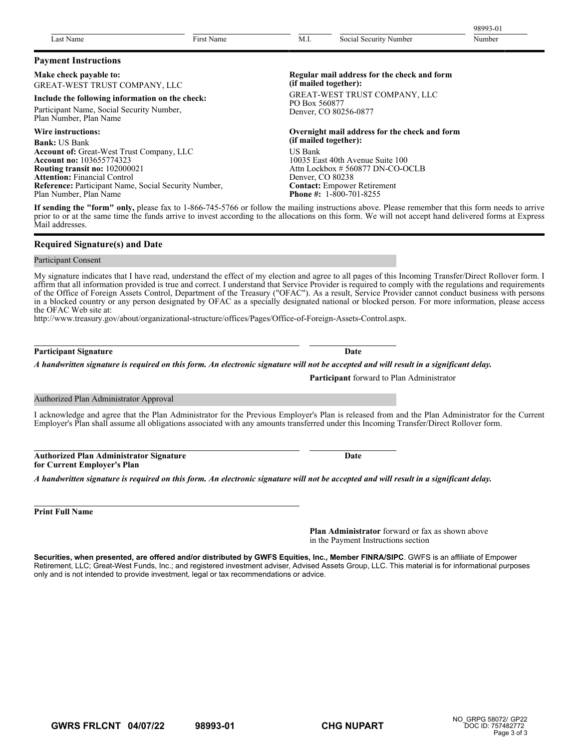| Last Name | First Name | M.I. | Social Security Number | Number |
|---|---|---|---|---|
| | | | | 98993-01 |

## Payment Instructions

**Make check payable to:**
GREAT-WEST TRUST COMPANY, LLC

**Include the following information on the check:**
Participant Name, Social Security Number, Plan Number, Plan Name

**Wire instructions:**
**Bank:** US Bank
**Account of:** Great-West Trust Company, LLC
**Account no:** 103655774323
**Routing transit no:** 102000021
**Attention:** Financial Control
**Reference:** Participant Name, Social Security Number, Plan Number, Plan Name

**Regular mail address for the check and form (if mailed together):**
GREAT-WEST TRUST COMPANY, LLC
PO Box 560877
Denver, CO 80256-0877

**Overnight mail address for the check and form (if mailed together):**
US Bank
10035 East 40th Avenue Suite 100
Attn Lockbox # 560877 DN-CO-OCLB
Denver, CO 80238
**Contact:** Empower Retirement
**Phone #:** 1-800-701-8255

**If sending the "form" only,** please fax to 1-866-745-5766 or follow the mailing instructions above. Please remember that this form needs to arrive prior to or at the same time the funds arrive to invest according to the allocations on this form. We will not accept hand delivered forms at Express Mail addresses.

## Required Signature(s) and Date

### Participant Consent

My signature indicates that I have read, understand the effect of my election and agree to all pages of this Incoming Transfer/Direct Rollover form. I affirm that all information provided is true and correct. I understand that Service Provider is required to comply with the regulations and requirements of the Office of Foreign Assets Control, Department of the Treasury ("OFAC"). As a result, Service Provider cannot conduct business with persons in a blocked country or any person designated by OFAC as a specially designated national or blocked person. For more information, please access the OFAC Web site at:
http://www.treasury.gov/about/organizational-structure/offices/Pages/Office-of-Foreign-Assets-Control.aspx.

**Participant Signature** **Date**

***A handwritten signature is required on this form. An electronic signature will not be accepted and will result in a significant delay.***

**Participant** forward to Plan Administrator

### Authorized Plan Administrator Approval

I acknowledge and agree that the Plan Administrator for the Previous Employer's Plan is released from and the Plan Administrator for the Current Employer's Plan shall assume all obligations associated with any amounts transferred under this Incoming Transfer/Direct Rollover form.

**Authorized Plan Administrator Signature for Current Employer's Plan** **Date**

***A handwritten signature is required on this form. An electronic signature will not be accepted and will result in a significant delay.***

**Print Full Name**

**Plan Administrator** forward or fax as shown above in the Payment Instructions section

**Securities, when presented, are offered and/or distributed by GWFS Equities, Inc., Member FINRA/SIPC**. GWFS is an affiliate of Empower Retirement, LLC; Great-West Funds, Inc.; and registered investment adviser, Advised Assets Group, LLC. This material is for informational purposes only and is not intended to provide investment, legal or tax recommendations or advice.

GWRS FRLCNT 04/07/22 98993-01 CHG NUPART

NO_GRPG 58072/ GP22
DOC ID: 757482772